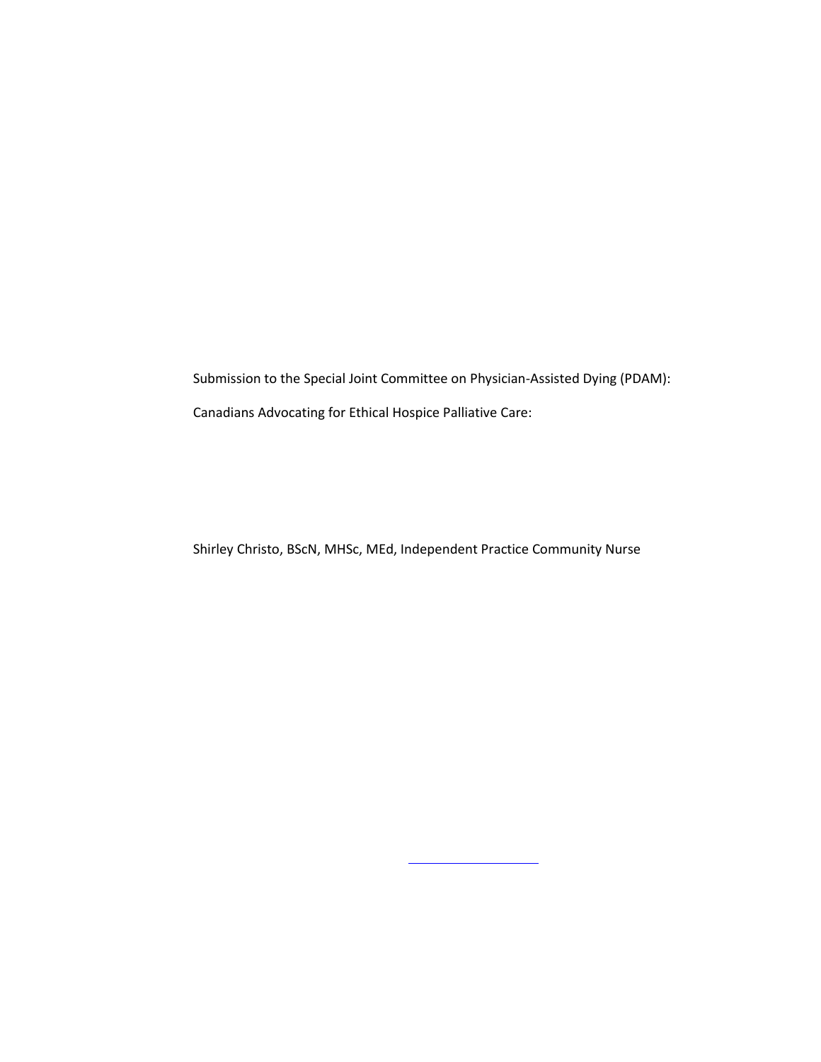Submission to the Special Joint Committee on Physician-Assisted Dying (PDAM):

Canadians Advocating for Ethical Hospice Palliative Care:

Shirley Christo, BScN, MHSc, MEd, Independent Practice Community Nurse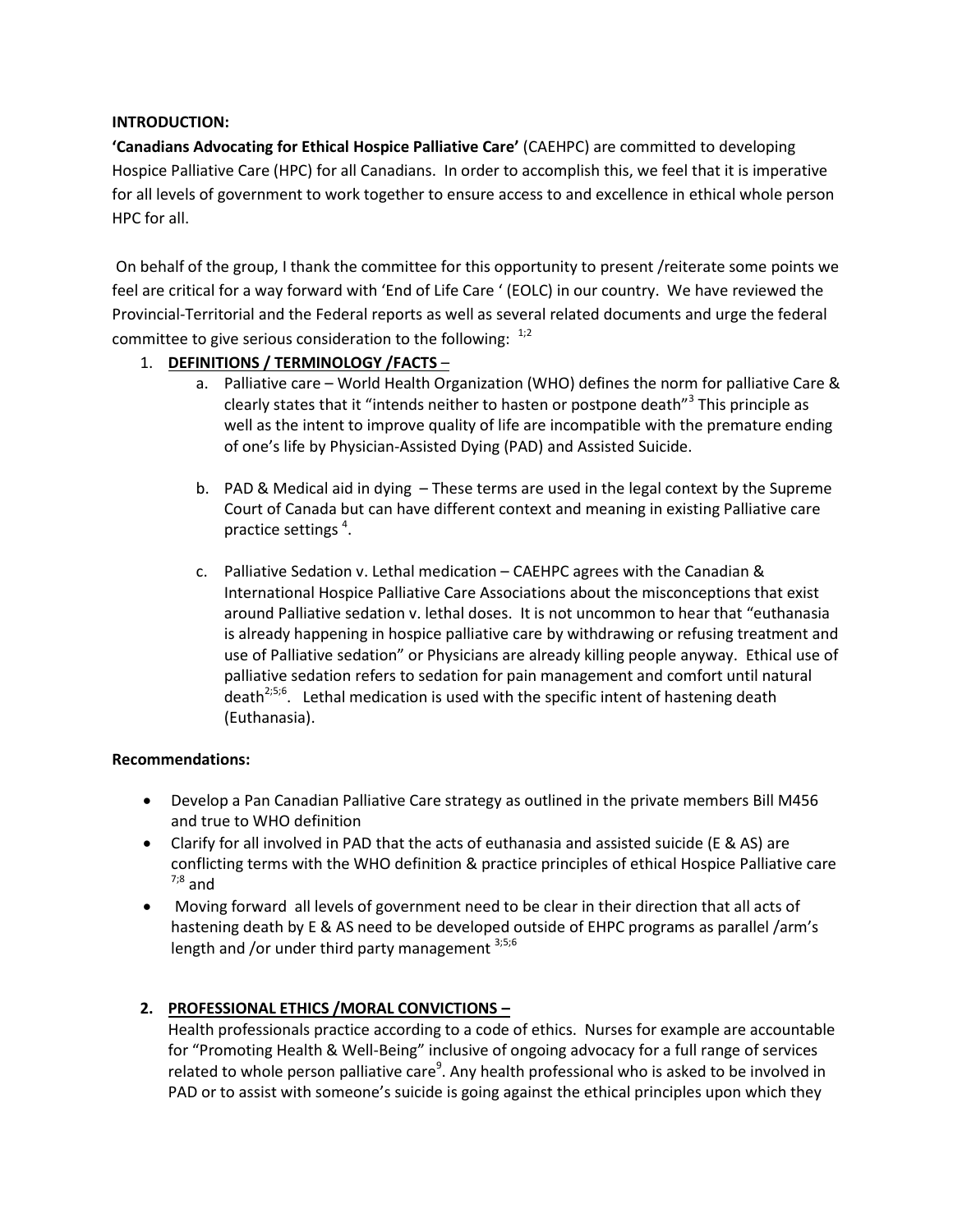**INTRODUCTION:**

**'Canadians Advocating for Ethical Hospice Palliative Care'** (CAEHPC) are committed to developing Hospice Palliative Care (HPC) for all Canadians. In order to accomplish this, we feel that it is imperative for all levels of government to work together to ensure access to and excellence in ethical whole person HPC for all.

On behalf of the group, I thank the committee for this opportunity to present /reiterate some points we feel are critical for a way forward with 'End of Life Care ' (EOLC) in our country. We have reviewed the Provincial-Territorial and the Federal reports as well as several related documents and urge the federal committee to give serious consideration to the following: [1;2]

1. **DEFINITIONS / TERMINOLOGY /FACTS** –
   a. Palliative care – World Health Organization (WHO) defines the norm for palliative Care & clearly states that it "intends neither to hasten or postpone death"[3] This principle as well as the intent to improve quality of life are incompatible with the premature ending of one's life by Physician-Assisted Dying (PAD) and Assisted Suicide.

   b. PAD & Medical aid in dying – These terms are used in the legal context by the Supreme Court of Canada but can have different context and meaning in existing Palliative care practice settings [4].

   c. Palliative Sedation v. Lethal medication – CAEHPC agrees with the Canadian & International Hospice Palliative Care Associations about the misconceptions that exist around Palliative sedation v. lethal doses. It is not uncommon to hear that "euthanasia is already happening in hospice palliative care by withdrawing or refusing treatment and use of Palliative sedation" or Physicians are already killing people anyway. Ethical use of palliative sedation refers to sedation for pain management and comfort until natural death[2;5;6]. Lethal medication is used with the specific intent of hastening death (Euthanasia).

**Recommendations:**

- Develop a Pan Canadian Palliative Care strategy as outlined in the private members Bill M456 and true to WHO definition
- Clarify for all involved in PAD that the acts of euthanasia and assisted suicide (E & AS) are conflicting terms with the WHO definition & practice principles of ethical Hospice Palliative care [7;8] and
- Moving forward all levels of government need to be clear in their direction that all acts of hastening death by E & AS need to be developed outside of EHPC programs as parallel /arm's length and /or under third party management [3;5;6]

2. **PROFESSIONAL ETHICS /MORAL CONVICTIONS –**

   Health professionals practice according to a code of ethics. Nurses for example are accountable for "Promoting Health & Well-Being" inclusive of ongoing advocacy for a full range of services related to whole person palliative care[9]. Any health professional who is asked to be involved in PAD or to assist with someone's suicide is going against the ethical principles upon which they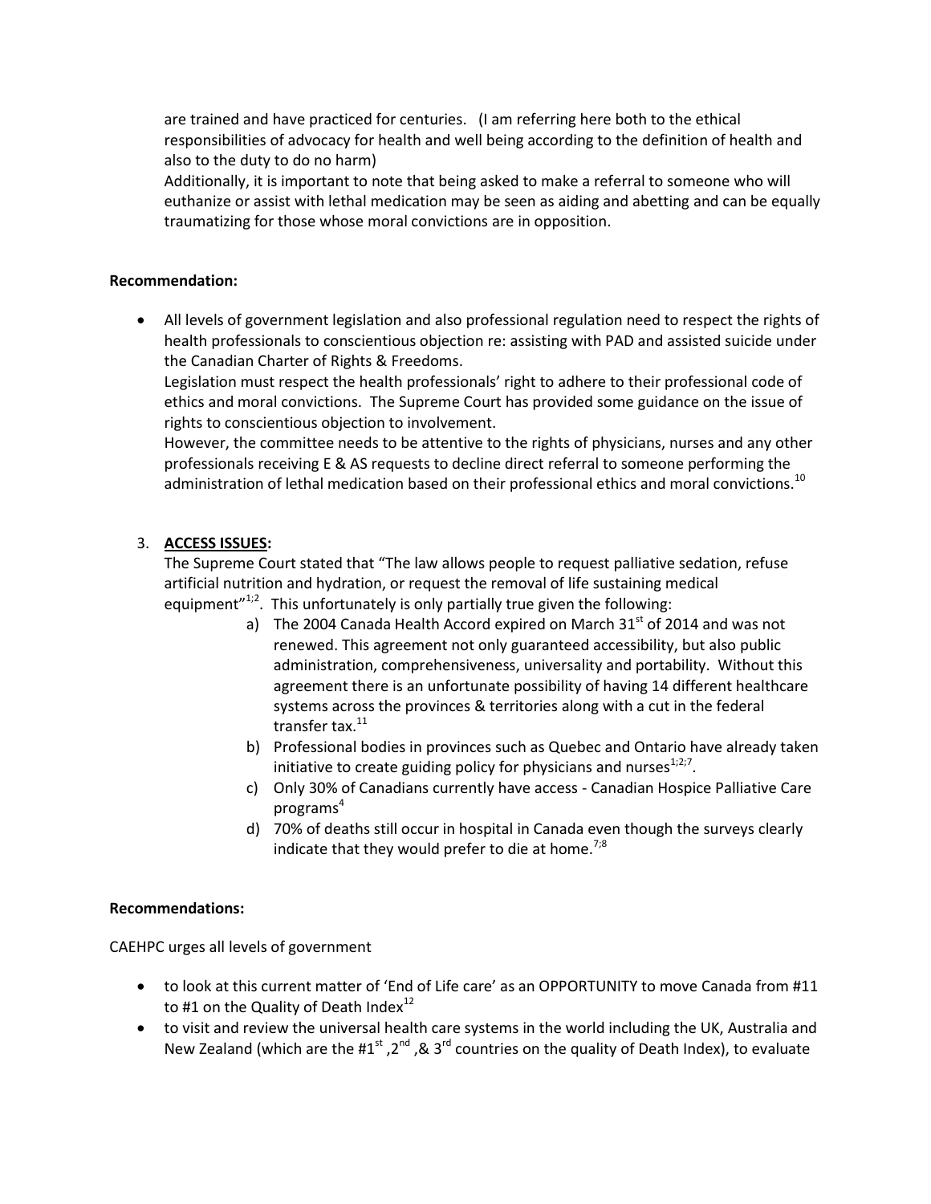are trained and have practiced for centuries. (I am referring here both to the ethical responsibilities of advocacy for health and well being according to the definition of health and also to the duty to do no harm)

Additionally, it is important to note that being asked to make a referral to someone who will euthanize or assist with lethal medication may be seen as aiding and abetting and can be equally traumatizing for those whose moral convictions are in opposition.

**Recommendation:**

- All levels of government legislation and also professional regulation need to respect the rights of health professionals to conscientious objection re: assisting with PAD and assisted suicide under the Canadian Charter of Rights & Freedoms.

  Legislation must respect the health professionals' right to adhere to their professional code of ethics and moral convictions. The Supreme Court has provided some guidance on the issue of rights to conscientious objection to involvement.

  However, the committee needs to be attentive to the rights of physicians, nurses and any other professionals receiving E & AS requests to decline direct referral to someone performing the administration of lethal medication based on their professional ethics and moral convictions.[10]

3. **ACCESS ISSUES:**

   The Supreme Court stated that "The law allows people to request palliative sedation, refuse artificial nutrition and hydration, or request the removal of life sustaining medical equipment"[1;2]. This unfortunately is only partially true given the following:

   a) The 2004 Canada Health Accord expired on March 31st of 2014 and was not renewed. This agreement not only guaranteed accessibility, but also public administration, comprehensiveness, universality and portability. Without this agreement there is an unfortunate possibility of having 14 different healthcare systems across the provinces & territories along with a cut in the federal transfer tax.[11]

   b) Professional bodies in provinces such as Quebec and Ontario have already taken initiative to create guiding policy for physicians and nurses[1;2;7].

   c) Only 30% of Canadians currently have access - Canadian Hospice Palliative Care programs[4]

   d) 70% of deaths still occur in hospital in Canada even though the surveys clearly indicate that they would prefer to die at home.[7;8]

**Recommendations:**

CAEHPC urges all levels of government

- to look at this current matter of 'End of Life care' as an OPPORTUNITY to move Canada from #11 to #1 on the Quality of Death Index[12]
- to visit and review the universal health care systems in the world including the UK, Australia and New Zealand (which are the #1st ,2nd ,& 3rd countries on the quality of Death Index), to evaluate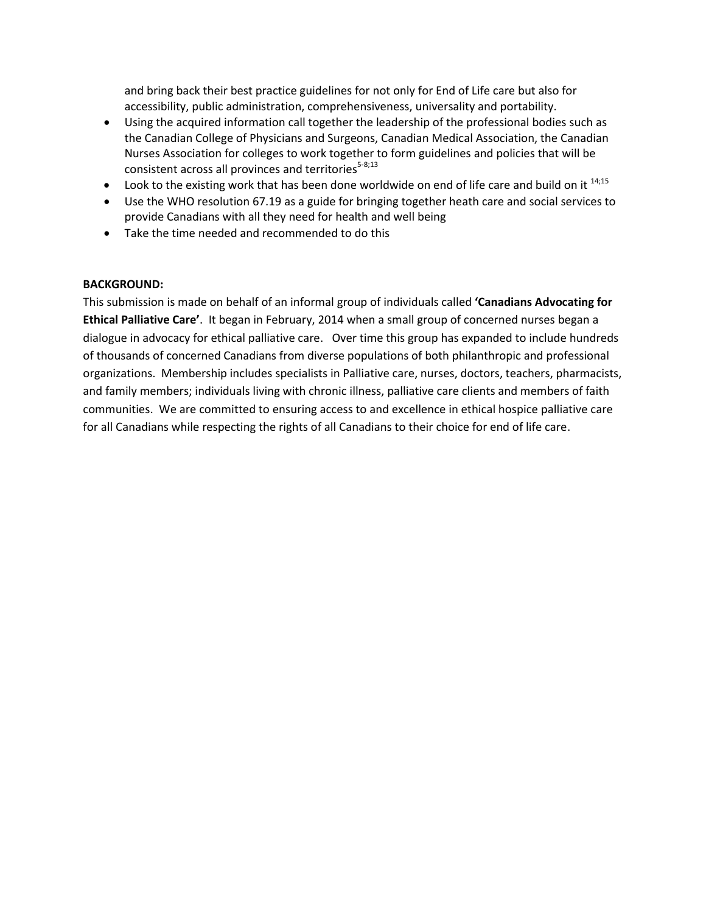and bring back their best practice guidelines for not only for End of Life care but also for accessibility, public administration, comprehensiveness, universality and portability.

- Using the acquired information call together the leadership of the professional bodies such as the Canadian College of Physicians and Surgeons, Canadian Medical Association, the Canadian Nurses Association for colleges to work together to form guidelines and policies that will be consistent across all provinces and territories[5-8;13]
- Look to the existing work that has been done worldwide on end of life care and build on it [14;15]
- Use the WHO resolution 67.19 as a guide for bringing together heath care and social services to provide Canadians with all they need for health and well being
- Take the time needed and recommended to do this

**BACKGROUND:**

This submission is made on behalf of an informal group of individuals called **'Canadians Advocating for Ethical Palliative Care'**. It began in February, 2014 when a small group of concerned nurses began a dialogue in advocacy for ethical palliative care. Over time this group has expanded to include hundreds of thousands of concerned Canadians from diverse populations of both philanthropic and professional organizations. Membership includes specialists in Palliative care, nurses, doctors, teachers, pharmacists, and family members; individuals living with chronic illness, palliative care clients and members of faith communities. We are committed to ensuring access to and excellence in ethical hospice palliative care for all Canadians while respecting the rights of all Canadians to their choice for end of life care.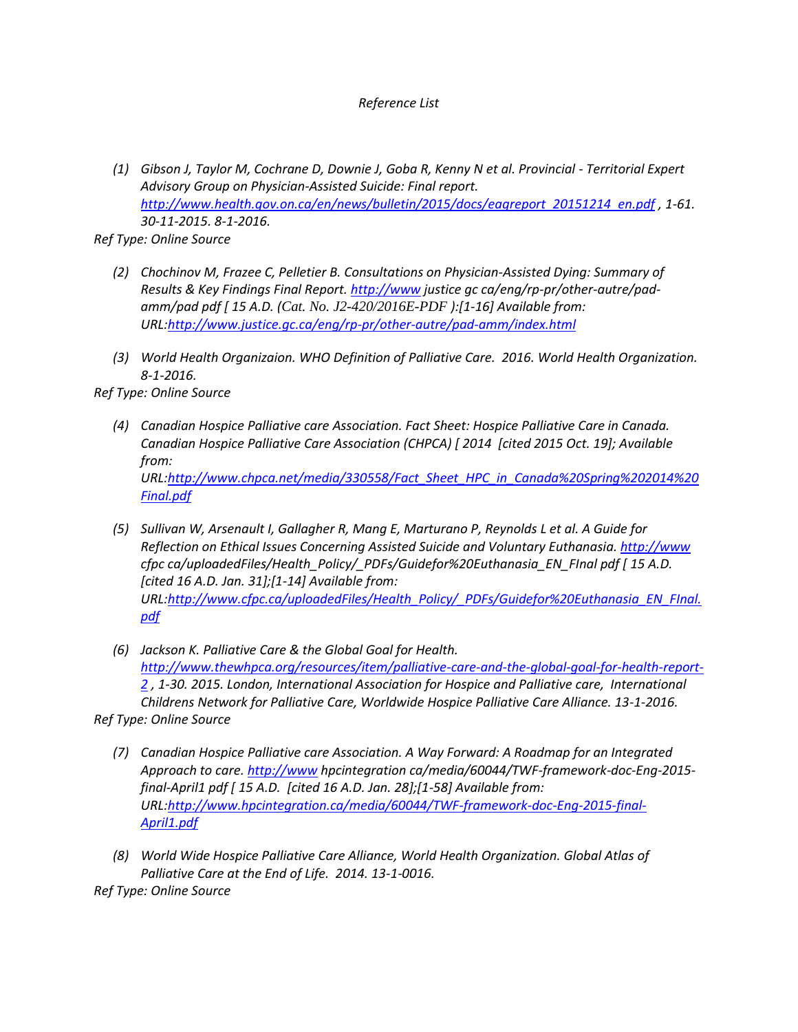*Reference List*

(1) *Gibson J, Taylor M, Cochrane D, Downie J, Goba R, Kenny N et al. Provincial - Territorial Expert Advisory Group on Physician-Assisted Suicide: Final report. http://www.health.gov.on.ca/en/news/bulletin/2015/docs/eagreport_20151214_en.pdf , 1-61. 30-11-2015. 8-1-2016.*

*Ref Type: Online Source*

(2) *Chochinov M, Frazee C, Pelletier B. Consultations on Physician-Assisted Dying: Summary of Results & Key Findings Final Report. http://www justice gc ca/eng/rp-pr/other-autre/pad-amm/pad pdf [ 15 A.D. (Cat. No. J2-420/2016E-PDF ):[1-16] Available from: URL:http://www.justice.gc.ca/eng/rp-pr/other-autre/pad-amm/index.html*

(3) *World Health Organizaion. WHO Definition of Palliative Care. 2016. World Health Organization. 8-1-2016.*

*Ref Type: Online Source*

(4) *Canadian Hospice Palliative care Association. Fact Sheet: Hospice Palliative Care in Canada. Canadian Hospice Palliative Care Association (CHPCA) [ 2014 [cited 2015 Oct. 19]; Available from: URL:http://www.chpca.net/media/330558/Fact_Sheet_HPC_in_Canada%20Spring%202014%20Final.pdf*

(5) *Sullivan W, Arsenault I, Gallagher R, Mang E, Marturano P, Reynolds L et al. A Guide for Reflection on Ethical Issues Concerning Assisted Suicide and Voluntary Euthanasia. http://www cfpc ca/uploadedFiles/Health_Policy/_PDFs/Guidefor%20Euthanasia_EN_FInal pdf [ 15 A.D. [cited 16 A.D. Jan. 31];[1-14] Available from: URL:http://www.cfpc.ca/uploadedFiles/Health_Policy/_PDFs/Guidefor%20Euthanasia_EN_FInal.pdf*

(6) *Jackson K. Palliative Care & the Global Goal for Health. http://www.thewhpca.org/resources/item/palliative-care-and-the-global-goal-for-health-report-2 , 1-30. 2015. London, International Association for Hospice and Palliative care, International Childrens Network for Palliative Care, Worldwide Hospice Palliative Care Alliance. 13-1-2016.*

*Ref Type: Online Source*

(7) *Canadian Hospice Palliative care Association. A Way Forward: A Roadmap for an Integrated Approach to care. http://www hpcintegration ca/media/60044/TWF-framework-doc-Eng-2015-final-April1 pdf [ 15 A.D. [cited 16 A.D. Jan. 28];[1-58] Available from: URL:http://www.hpcintegration.ca/media/60044/TWF-framework-doc-Eng-2015-final-April1.pdf*

(8) *World Wide Hospice Palliative Care Alliance, World Health Organization. Global Atlas of Palliative Care at the End of Life. 2014. 13-1-0016.*

*Ref Type: Online Source*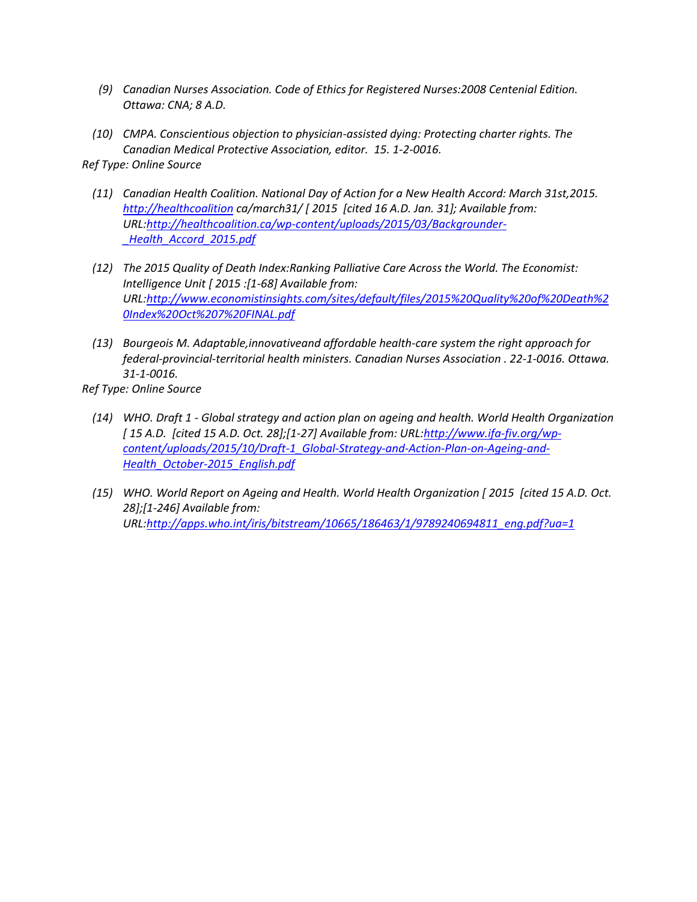*(9) Canadian Nurses Association. Code of Ethics for Registered Nurses:2008 Centenial Edition. Ottawa: CNA; 8 A.D.*

*(10) CMPA. Conscientious objection to physician-assisted dying: Protecting charter rights. The Canadian Medical Protective Association, editor. 15. 1-2-0016.*

*Ref Type: Online Source*

*(11) Canadian Health Coalition. National Day of Action for a New Health Accord: March 31st,2015. http://healthcoalition ca/march31/ [ 2015 [cited 16 A.D. Jan. 31]; Available from: URL:http://healthcoalition.ca/wp-content/uploads/2015/03/Backgrounder-_Health_Accord_2015.pdf*

*(12) The 2015 Quality of Death Index:Ranking Palliative Care Across the World. The Economist: Intelligence Unit [ 2015 :[1-68] Available from: URL:http://www.economistinsights.com/sites/default/files/2015%20Quality%20of%20Death%20Index%20Oct%207%20FINAL.pdf*

*(13) Bourgeois M. Adaptable,innovativeand affordable health-care system the right approach for federal-provincial-territorial health ministers. Canadian Nurses Association . 22-1-0016. Ottawa. 31-1-0016.*

*Ref Type: Online Source*

*(14) WHO. Draft 1 - Global strategy and action plan on ageing and health. World Health Organization [ 15 A.D. [cited 15 A.D. Oct. 28];[1-27] Available from: URL:http://www.ifa-fiv.org/wp-content/uploads/2015/10/Draft-1_Global-Strategy-and-Action-Plan-on-Ageing-and-Health_October-2015_English.pdf*

*(15) WHO. World Report on Ageing and Health. World Health Organization [ 2015 [cited 15 A.D. Oct. 28];[1-246] Available from: URL:http://apps.who.int/iris/bitstream/10665/186463/1/9789240694811_eng.pdf?ua=1*